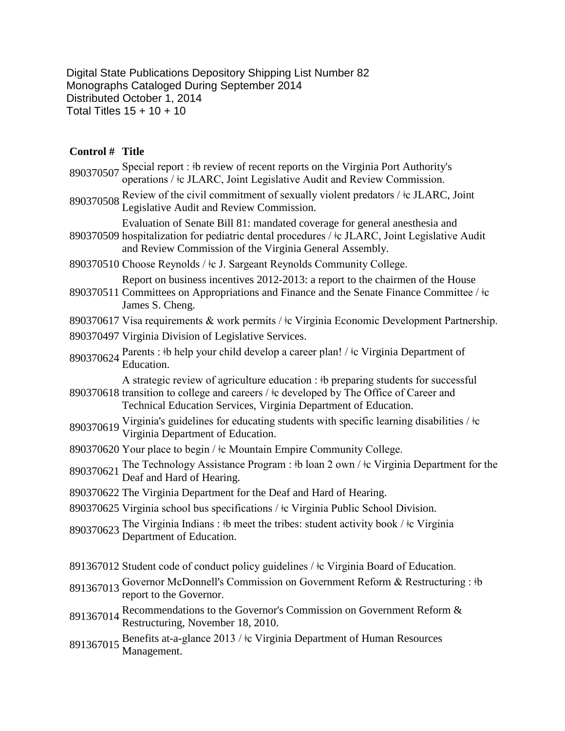Digital State Publications Depository Shipping List Number 82
Monographs Cataloged During September 2014
Distributed October 1, 2014
Total Titles 15 + 10 + 10

| Control # | Title |
|---|---|
| 890370507 | Special report : ǂb review of recent reports on the Virginia Port Authority's operations / ǂc JLARC, Joint Legislative Audit and Review Commission. |
| 890370508 | Review of the civil commitment of sexually violent predators / ǂc JLARC, Joint Legislative Audit and Review Commission. |
| 890370509 | Evaluation of Senate Bill 81: mandated coverage for general anesthesia and hospitalization for pediatric dental procedures / ǂc JLARC, Joint Legislative Audit and Review Commission of the Virginia General Assembly. |
| 890370510 | Choose Reynolds / ǂc J. Sargeant Reynolds Community College. |
| 890370511 | Report on business incentives 2012-2013: a report to the chairmen of the House Committees on Appropriations and Finance and the Senate Finance Committee / ǂc James S. Cheng. |
| 890370617 | Visa requirements & work permits / ǂc Virginia Economic Development Partnership. |
| 890370497 | Virginia Division of Legislative Services. |
| 890370624 | Parents : ǂb help your child develop a career plan! / ǂc Virginia Department of Education. |
| 890370618 | A strategic review of agriculture education : ǂb preparing students for successful transition to college and careers / ǂc developed by The Office of Career and Technical Education Services, Virginia Department of Education. |
| 890370619 | Virginia's guidelines for educating students with specific learning disabilities / ǂc Virginia Department of Education. |
| 890370620 | Your place to begin / ǂc Mountain Empire Community College. |
| 890370621 | The Technology Assistance Program : ǂb loan 2 own / ǂc Virginia Department for the Deaf and Hard of Hearing. |
| 890370622 | The Virginia Department for the Deaf and Hard of Hearing. |
| 890370625 | Virginia school bus specifications / ǂc Virginia Public School Division. |
| 890370623 | The Virginia Indians : ǂb meet the tribes: student activity book / ǂc Virginia Department of Education. |
| | |
| 891367012 | Student code of conduct policy guidelines / ǂc Virginia Board of Education. |
| 891367013 | Governor McDonnell's Commission on Government Reform & Restructuring : ǂb report to the Governor. |
| 891367014 | Recommendations to the Governor's Commission on Government Reform & Restructuring, November 18, 2010. |
| 891367015 | Benefits at-a-glance 2013 / ǂc Virginia Department of Human Resources Management. |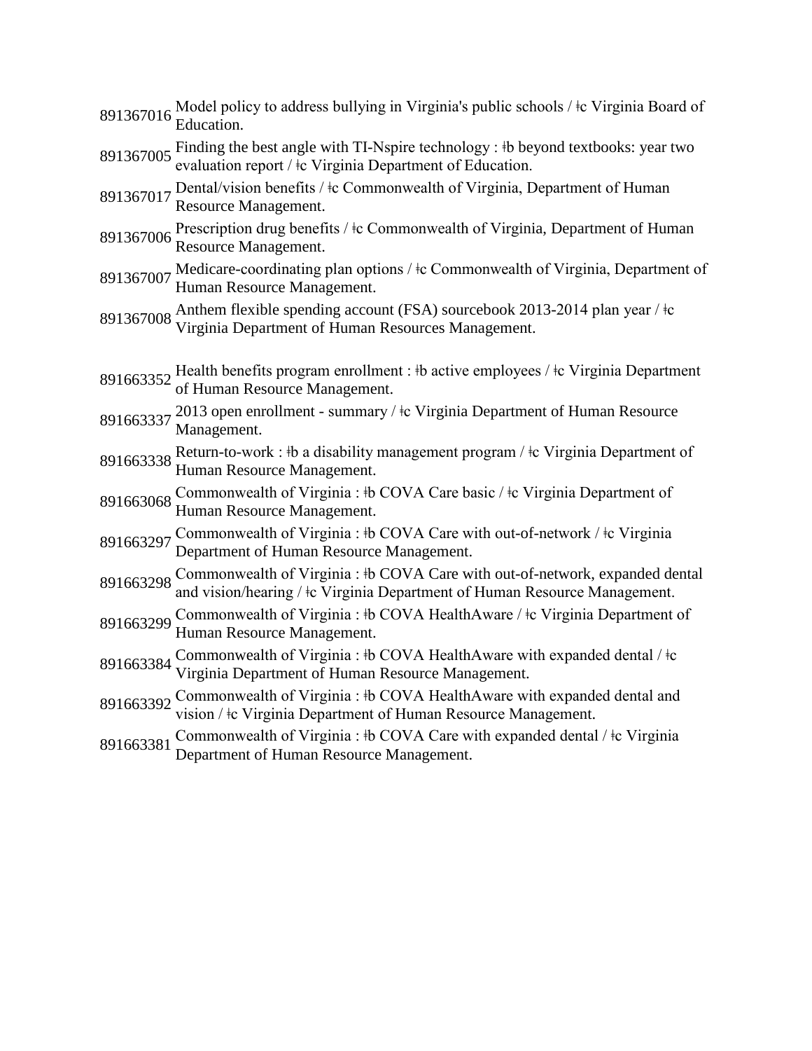891367016 Model policy to address bullying in Virginia's public schools / ǂc Virginia Board of Education.

891367005 Finding the best angle with TI-Nspire technology : ǂb beyond textbooks: year two evaluation report / ǂc Virginia Department of Education.

891367017 Dental/vision benefits / ǂc Commonwealth of Virginia, Department of Human Resource Management.

891367006 Prescription drug benefits / ǂc Commonwealth of Virginia, Department of Human Resource Management.

891367007 Medicare-coordinating plan options / ǂc Commonwealth of Virginia, Department of Human Resource Management.

891367008 Anthem flexible spending account (FSA) sourcebook 2013-2014 plan year / ǂc Virginia Department of Human Resources Management.

891663352 Health benefits program enrollment : ǂb active employees / ǂc Virginia Department of Human Resource Management.

891663337 2013 open enrollment - summary / ǂc Virginia Department of Human Resource Management.

891663338 Return-to-work : ǂb a disability management program / ǂc Virginia Department of Human Resource Management.

891663068 Commonwealth of Virginia : ǂb COVA Care basic / ǂc Virginia Department of Human Resource Management.

891663297 Commonwealth of Virginia : ǂb COVA Care with out-of-network / ǂc Virginia Department of Human Resource Management.

891663298 Commonwealth of Virginia : ǂb COVA Care with out-of-network, expanded dental and vision/hearing / ǂc Virginia Department of Human Resource Management.

891663299 Commonwealth of Virginia : ǂb COVA HealthAware / ǂc Virginia Department of Human Resource Management.

891663384 Commonwealth of Virginia : ǂb COVA HealthAware with expanded dental / ǂc Virginia Department of Human Resource Management.

891663392 Commonwealth of Virginia : ǂb COVA HealthAware with expanded dental and vision / ǂc Virginia Department of Human Resource Management.

891663381 Commonwealth of Virginia : ǂb COVA Care with expanded dental / ǂc Virginia Department of Human Resource Management.